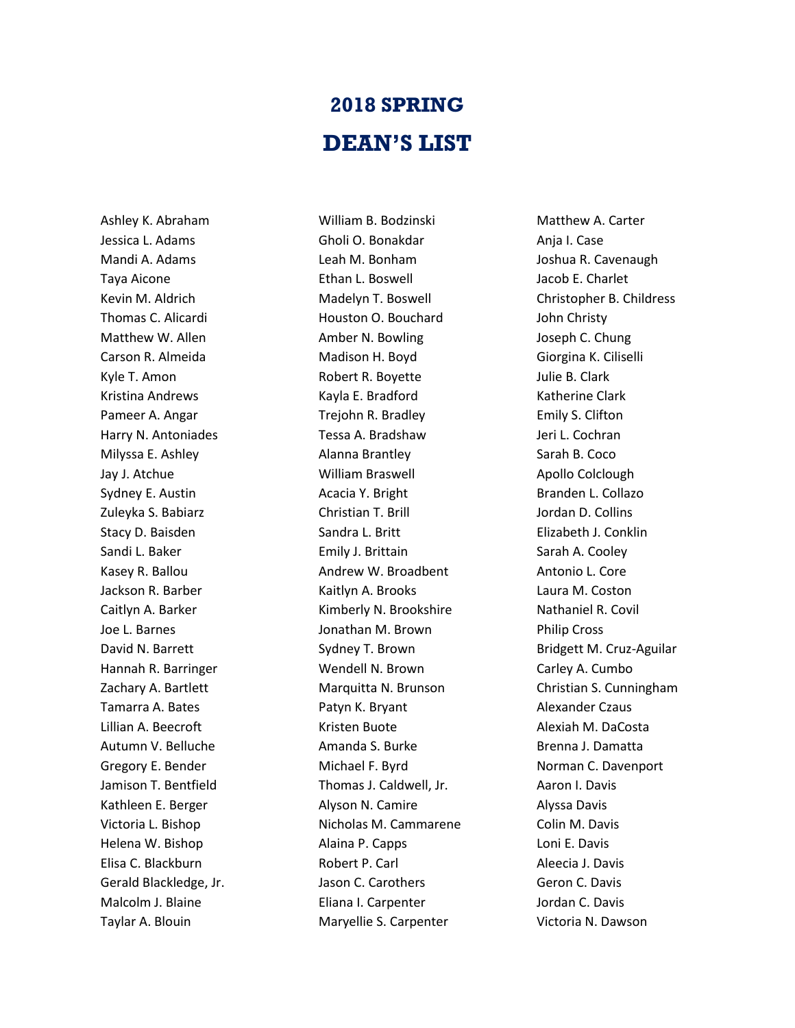# 2018 SPRING

# DEAN'S LIST

Ashley K. Abraham
Jessica L. Adams
Mandi A. Adams
Taya Aicone
Kevin M. Aldrich
Thomas C. Alicardi
Matthew W. Allen
Carson R. Almeida
Kyle T. Amon
Kristina Andrews
Pameer A. Angar
Harry N. Antoniades
Milyssa E. Ashley
Jay J. Atchue
Sydney E. Austin
Zuleyka S. Babiarz
Stacy D. Baisden
Sandi L. Baker
Kasey R. Ballou
Jackson R. Barber
Caitlyn A. Barker
Joe L. Barnes
David N. Barrett
Hannah R. Barringer
Zachary A. Bartlett
Tamarra A. Bates
Lillian A. Beecroft
Autumn V. Belluche
Gregory E. Bender
Jamison T. Bentfield
Kathleen E. Berger
Victoria L. Bishop
Helena W. Bishop
Elisa C. Blackburn
Gerald Blackledge, Jr.
Malcolm J. Blaine
Taylar A. Blouin
William B. Bodzinski
Gholi O. Bonakdar
Leah M. Bonham
Ethan L. Boswell
Madelyn T. Boswell
Houston O. Bouchard
Amber N. Bowling
Madison H. Boyd
Robert R. Boyette
Kayla E. Bradford
Trejohn R. Bradley
Tessa A. Bradshaw
Alanna Brantley
William Braswell
Acacia Y. Bright
Christian T. Brill
Sandra L. Britt
Emily J. Brittain
Andrew W. Broadbent
Kaitlyn A. Brooks
Kimberly N. Brookshire
Jonathan M. Brown
Sydney T. Brown
Wendell N. Brown
Marquitta N. Brunson
Patyn K. Bryant
Kristen Buote
Amanda S. Burke
Michael F. Byrd
Thomas J. Caldwell, Jr.
Alyson N. Camire
Nicholas M. Cammarene
Alaina P. Capps
Robert P. Carl
Jason C. Carothers
Eliana I. Carpenter
Maryellie S. Carpenter
Matthew A. Carter
Anja I. Case
Joshua R. Cavenaugh
Jacob E. Charlet
Christopher B. Childress
John Christy
Joseph C. Chung
Giorgina K. Ciliselli
Julie B. Clark
Katherine Clark
Emily S. Clifton
Jeri L. Cochran
Sarah B. Coco
Apollo Colclough
Branden L. Collazo
Jordan D. Collins
Elizabeth J. Conklin
Sarah A. Cooley
Antonio L. Core
Laura M. Coston
Nathaniel R. Covil
Philip Cross
Bridgett M. Cruz-Aguilar
Carley A. Cumbo
Christian S. Cunningham
Alexander Czaus
Alexiah M. DaCosta
Brenna J. Damatta
Norman C. Davenport
Aaron I. Davis
Alyssa Davis
Colin M. Davis
Loni E. Davis
Aleecia J. Davis
Geron C. Davis
Jordan C. Davis
Victoria N. Dawson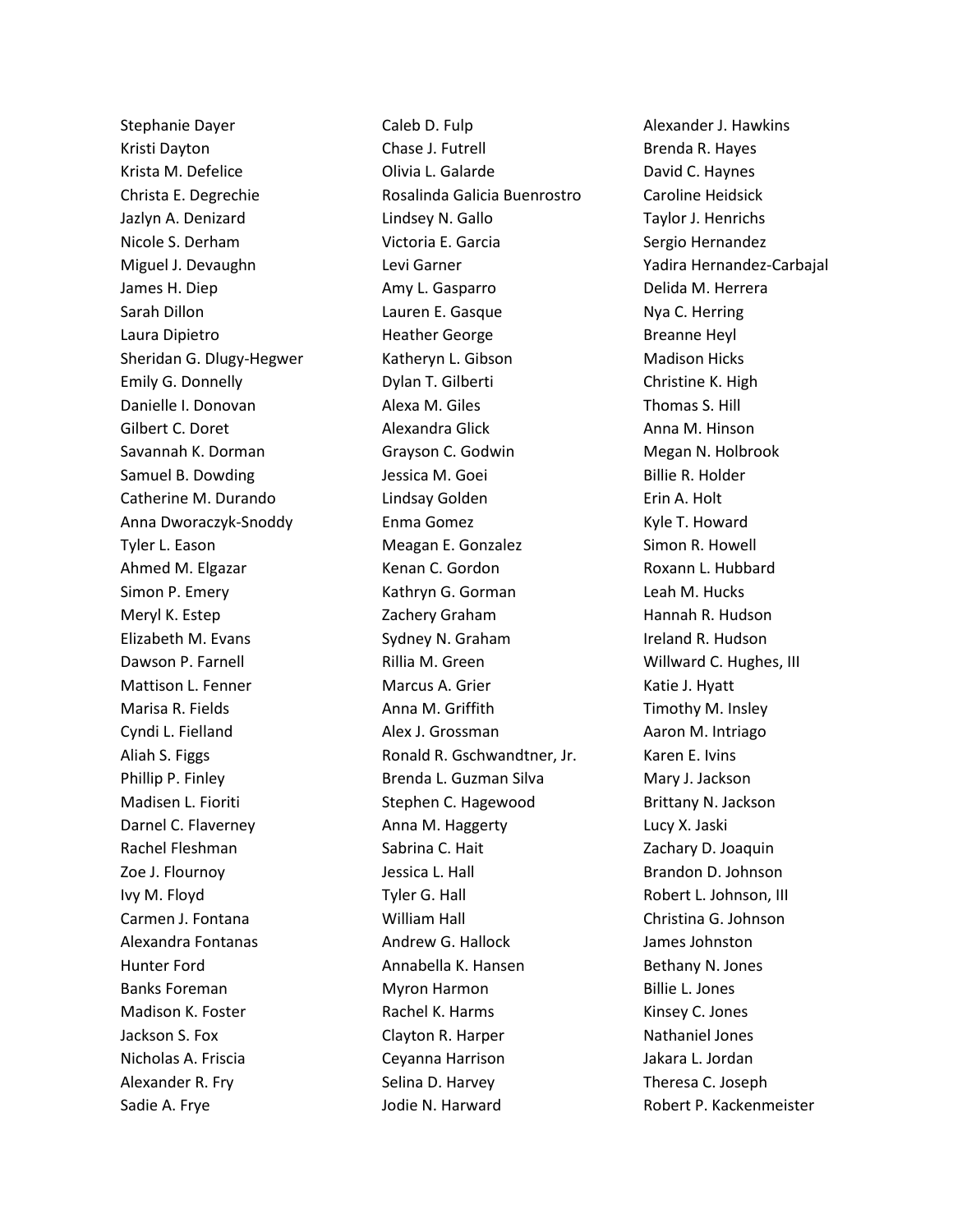Stephanie Dayer
Kristi Dayton
Krista M. Defelice
Christa E. Degrechie
Jazlyn A. Denizard
Nicole S. Derham
Miguel J. Devaughn
James H. Diep
Sarah Dillon
Laura Dipietro
Sheridan G. Dlugy-Hegwer
Emily G. Donnelly
Danielle I. Donovan
Gilbert C. Doret
Savannah K. Dorman
Samuel B. Dowding
Catherine M. Durando
Anna Dworaczyk-Snoddy
Tyler L. Eason
Ahmed M. Elgazar
Simon P. Emery
Meryl K. Estep
Elizabeth M. Evans
Dawson P. Farnell
Mattison L. Fenner
Marisa R. Fields
Cyndi L. Fielland
Aliah S. Figgs
Phillip P. Finley
Madisen L. Fioriti
Darnel C. Flaverney
Rachel Fleshman
Zoe J. Flournoy
Ivy M. Floyd
Carmen J. Fontana
Alexandra Fontanas
Hunter Ford
Banks Foreman
Madison K. Foster
Jackson S. Fox
Nicholas A. Friscia
Alexander R. Fry
Sadie A. Frye
Caleb D. Fulp
Chase J. Futrell
Olivia L. Galarde
Rosalinda Galicia Buenrostro
Lindsey N. Gallo
Victoria E. Garcia
Levi Garner
Amy L. Gasparro
Lauren E. Gasque
Heather George
Katheryn L. Gibson
Dylan T. Gilberti
Alexa M. Giles
Alexandra Glick
Grayson C. Godwin
Jessica M. Goei
Lindsay Golden
Enma Gomez
Meagan E. Gonzalez
Kenan C. Gordon
Kathryn G. Gorman
Zachery Graham
Sydney N. Graham
Rillia M. Green
Marcus A. Grier
Anna M. Griffith
Alex J. Grossman
Ronald R. Gschwandtner, Jr.
Brenda L. Guzman Silva
Stephen C. Hagewood
Anna M. Haggerty
Sabrina C. Hait
Jessica L. Hall
Tyler G. Hall
William Hall
Andrew G. Hallock
Annabella K. Hansen
Myron Harmon
Rachel K. Harms
Clayton R. Harper
Ceyanna Harrison
Selina D. Harvey
Jodie N. Harward
Alexander J. Hawkins
Brenda R. Hayes
David C. Haynes
Caroline Heidsick
Taylor J. Henrichs
Sergio Hernandez
Yadira Hernandez-Carbajal
Delida M. Herrera
Nya C. Herring
Breanne Heyl
Madison Hicks
Christine K. High
Thomas S. Hill
Anna M. Hinson
Megan N. Holbrook
Billie R. Holder
Erin A. Holt
Kyle T. Howard
Simon R. Howell
Roxann L. Hubbard
Leah M. Hucks
Hannah R. Hudson
Ireland R. Hudson
Willward C. Hughes, III
Katie J. Hyatt
Timothy M. Insley
Aaron M. Intriago
Karen E. Ivins
Mary J. Jackson
Brittany N. Jackson
Lucy X. Jaski
Zachary D. Joaquin
Brandon D. Johnson
Robert L. Johnson, III
Christina G. Johnson
James Johnston
Bethany N. Jones
Billie L. Jones
Kinsey C. Jones
Nathaniel Jones
Jakara L. Jordan
Theresa C. Joseph
Robert P. Kackenmeister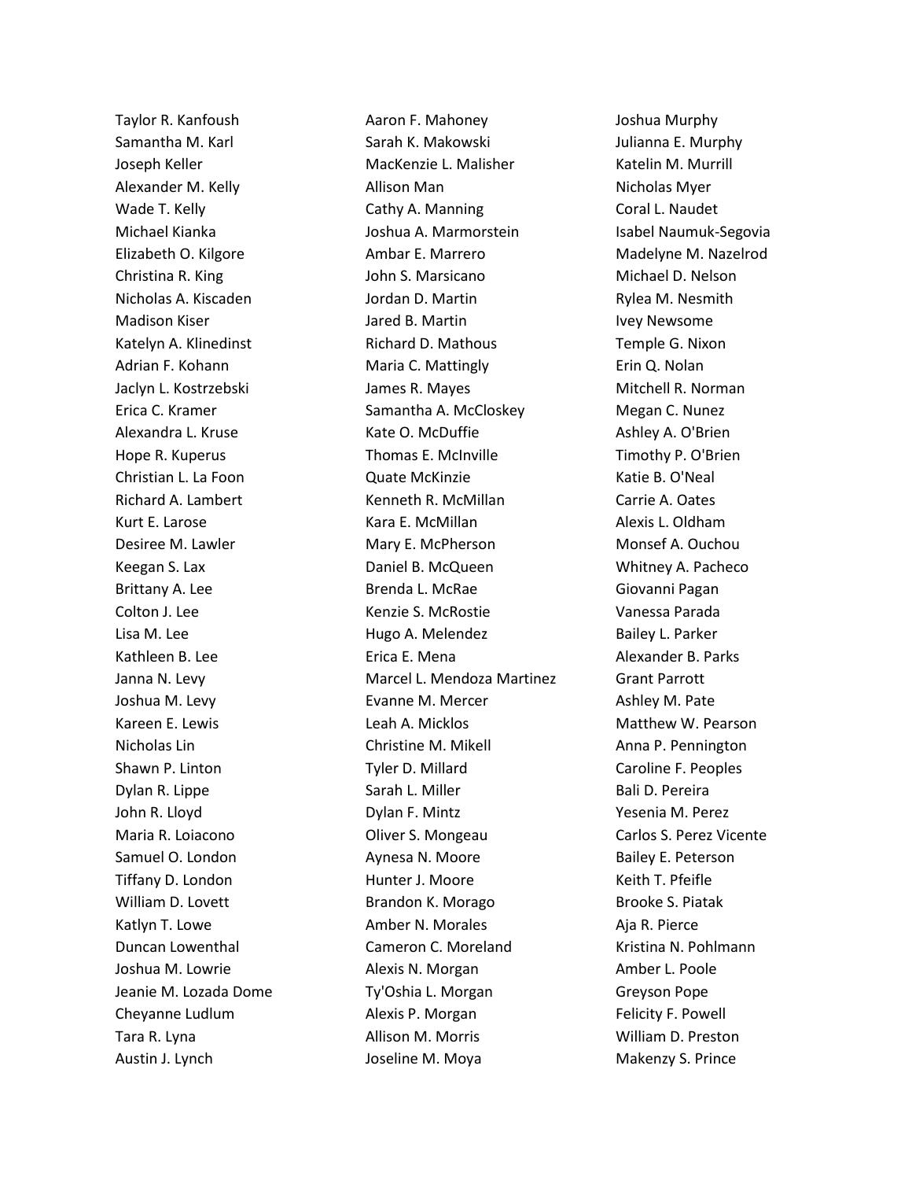Taylor R. Kanfoush
Samantha M. Karl
Joseph Keller
Alexander M. Kelly
Wade T. Kelly
Michael Kianka
Elizabeth O. Kilgore
Christina R. King
Nicholas A. Kiscaden
Madison Kiser
Katelyn A. Klinedinst
Adrian F. Kohann
Jaclyn L. Kostrzebski
Erica C. Kramer
Alexandra L. Kruse
Hope R. Kuperus
Christian L. La Foon
Richard A. Lambert
Kurt E. Larose
Desiree M. Lawler
Keegan S. Lax
Brittany A. Lee
Colton J. Lee
Lisa M. Lee
Kathleen B. Lee
Janna N. Levy
Joshua M. Levy
Kareen E. Lewis
Nicholas Lin
Shawn P. Linton
Dylan R. Lippe
John R. Lloyd
Maria R. Loiacono
Samuel O. London
Tiffany D. London
William D. Lovett
Katlyn T. Lowe
Duncan Lowenthal
Joshua M. Lowrie
Jeanie M. Lozada Dome
Cheyanne Ludlum
Tara R. Lyna
Austin J. Lynch
Aaron F. Mahoney
Sarah K. Makowski
MacKenzie L. Malisher
Allison Man
Cathy A. Manning
Joshua A. Marmorstein
Ambar E. Marrero
John S. Marsicano
Jordan D. Martin
Jared B. Martin
Richard D. Mathous
Maria C. Mattingly
James R. Mayes
Samantha A. McCloskey
Kate O. McDuffie
Thomas E. McInville
Quate McKinzie
Kenneth R. McMillan
Kara E. McMillan
Mary E. McPherson
Daniel B. McQueen
Brenda L. McRae
Kenzie S. McRostie
Hugo A. Melendez
Erica E. Mena
Marcel L. Mendoza Martinez
Evanne M. Mercer
Leah A. Micklos
Christine M. Mikell
Tyler D. Millard
Sarah L. Miller
Dylan F. Mintz
Oliver S. Mongeau
Aynesa N. Moore
Hunter J. Moore
Brandon K. Morago
Amber N. Morales
Cameron C. Moreland
Alexis N. Morgan
Ty'Oshia L. Morgan
Alexis P. Morgan
Allison M. Morris
Joseline M. Moya
Joshua Murphy
Julianna E. Murphy
Katelin M. Murrill
Nicholas Myer
Coral L. Naudet
Isabel Naumuk-Segovia
Madelyne M. Nazelrod
Michael D. Nelson
Rylea M. Nesmith
Ivey Newsome
Temple G. Nixon
Erin Q. Nolan
Mitchell R. Norman
Megan C. Nunez
Ashley A. O'Brien
Timothy P. O'Brien
Katie B. O'Neal
Carrie A. Oates
Alexis L. Oldham
Monsef A. Ouchou
Whitney A. Pacheco
Giovanni Pagan
Vanessa Parada
Bailey L. Parker
Alexander B. Parks
Grant Parrott
Ashley M. Pate
Matthew W. Pearson
Anna P. Pennington
Caroline F. Peoples
Bali D. Pereira
Yesenia M. Perez
Carlos S. Perez Vicente
Bailey E. Peterson
Keith T. Pfeifle
Brooke S. Piatak
Aja R. Pierce
Kristina N. Pohlmann
Amber L. Poole
Greyson Pope
Felicity F. Powell
William D. Preston
Makenzy S. Prince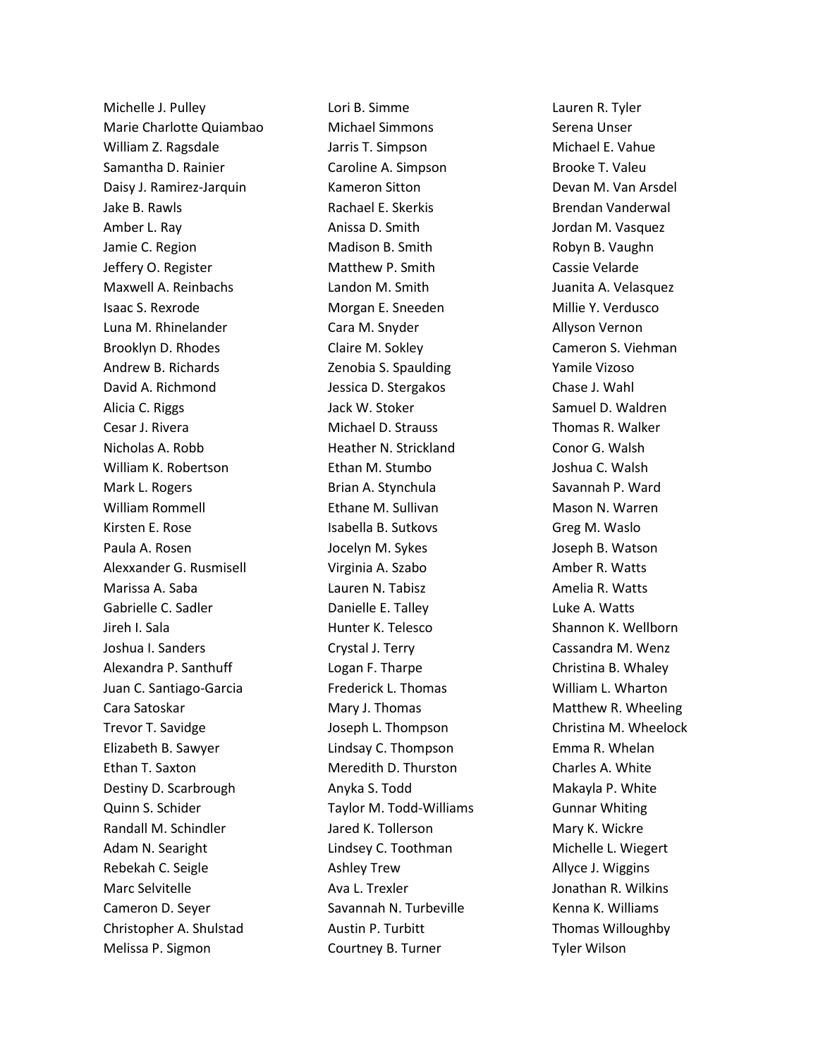Michelle J. Pulley
Marie Charlotte Quiambao
William Z. Ragsdale
Samantha D. Rainier
Daisy J. Ramirez-Jarquin
Jake B. Rawls
Amber L. Ray
Jamie C. Region
Jeffery O. Register
Maxwell A. Reinbachs
Isaac S. Rexrode
Luna M. Rhinelander
Brooklyn D. Rhodes
Andrew B. Richards
David A. Richmond
Alicia C. Riggs
Cesar J. Rivera
Nicholas A. Robb
William K. Robertson
Mark L. Rogers
William Rommell
Kirsten E. Rose
Paula A. Rosen
Alexxander G. Rusmisell
Marissa A. Saba
Gabrielle C. Sadler
Jireh I. Sala
Joshua I. Sanders
Alexandra P. Santhuff
Juan C. Santiago-Garcia
Cara Satoskar
Trevor T. Savidge
Elizabeth B. Sawyer
Ethan T. Saxton
Destiny D. Scarbrough
Quinn S. Schider
Randall M. Schindler
Adam N. Searight
Rebekah C. Seigle
Marc Selvitelle
Cameron D. Seyer
Christopher A. Shulstad
Melissa P. Sigmon
Lori B. Simme
Michael Simmons
Jarris T. Simpson
Caroline A. Simpson
Kameron Sitton
Rachael E. Skerkis
Anissa D. Smith
Madison B. Smith
Matthew P. Smith
Landon M. Smith
Morgan E. Sneeden
Cara M. Snyder
Claire M. Sokley
Zenobia S. Spaulding
Jessica D. Stergakos
Jack W. Stoker
Michael D. Strauss
Heather N. Strickland
Ethan M. Stumbo
Brian A. Stynchula
Ethane M. Sullivan
Isabella B. Sutkovs
Jocelyn M. Sykes
Virginia A. Szabo
Lauren N. Tabisz
Danielle E. Talley
Hunter K. Telesco
Crystal J. Terry
Logan F. Tharpe
Frederick L. Thomas
Mary J. Thomas
Joseph L. Thompson
Lindsay C. Thompson
Meredith D. Thurston
Anyka S. Todd
Taylor M. Todd-Williams
Jared K. Tollerson
Lindsey C. Toothman
Ashley Trew
Ava L. Trexler
Savannah N. Turbeville
Austin P. Turbitt
Courtney B. Turner
Lauren R. Tyler
Serena Unser
Michael E. Vahue
Brooke T. Valeu
Devan M. Van Arsdel
Brendan Vanderwal
Jordan M. Vasquez
Robyn B. Vaughn
Cassie Velarde
Juanita A. Velasquez
Millie Y. Verdusco
Allyson Vernon
Cameron S. Viehman
Yamile Vizoso
Chase J. Wahl
Samuel D. Waldren
Thomas R. Walker
Conor G. Walsh
Joshua C. Walsh
Savannah P. Ward
Mason N. Warren
Greg M. Waslo
Joseph B. Watson
Amber R. Watts
Amelia R. Watts
Luke A. Watts
Shannon K. Wellborn
Cassandra M. Wenz
Christina B. Whaley
William L. Wharton
Matthew R. Wheeling
Christina M. Wheelock
Emma R. Whelan
Charles A. White
Makayla P. White
Gunnar Whiting
Mary K. Wickre
Michelle L. Wiegert
Allyce J. Wiggins
Jonathan R. Wilkins
Kenna K. Williams
Thomas Willoughby
Tyler Wilson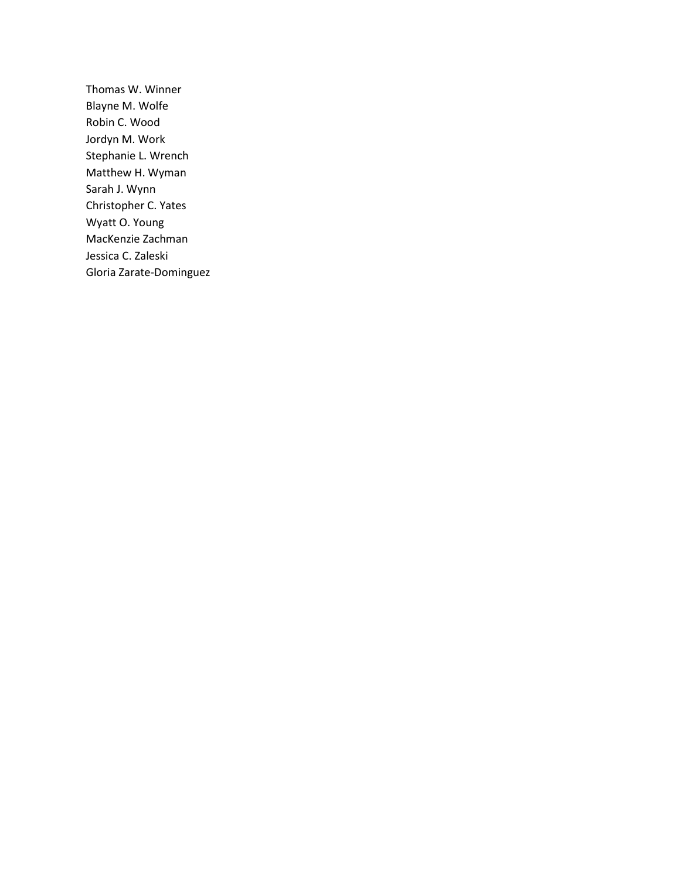Thomas W. Winner
Blayne M. Wolfe
Robin C. Wood
Jordyn M. Work
Stephanie L. Wrench
Matthew H. Wyman
Sarah J. Wynn
Christopher C. Yates
Wyatt O. Young
MacKenzie Zachman
Jessica C. Zaleski
Gloria Zarate-Dominguez